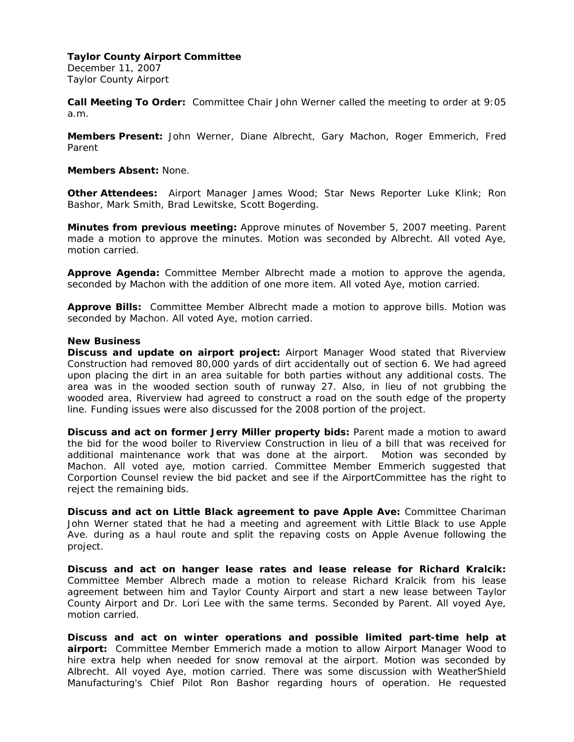**Taylor County Airport Committee**
December 11, 2007
Taylor County Airport

**Call Meeting To Order:** Committee Chair John Werner called the meeting to order at 9:05 a.m.

**Members Present:** John Werner, Diane Albrecht, Gary Machon, Roger Emmerich, Fred Parent

**Members Absent:** None.

**Other Attendees:** Airport Manager James Wood; Star News Reporter Luke Klink; Ron Bashor, Mark Smith, Brad Lewitske, Scott Bogerding.

**Minutes from previous meeting:** Approve minutes of November 5, 2007 meeting. Parent made a motion to approve the minutes. Motion was seconded by Albrecht. All voted Aye, motion carried.

**Approve Agenda:** Committee Member Albrecht made a motion to approve the agenda, seconded by Machon with the addition of one more item. All voted Aye, motion carried.

**Approve Bills:** Committee Member Albrecht made a motion to approve bills. Motion was seconded by Machon. All voted Aye, motion carried.

**New Business**

**Discuss and update on airport project:** Airport Manager Wood stated that Riverview Construction had removed 80,000 yards of dirt accidentally out of section 6. We had agreed upon placing the dirt in an area suitable for both parties without any additional costs. The area was in the wooded section south of runway 27. Also, in lieu of not grubbing the wooded area, Riverview had agreed to construct a road on the south edge of the property line. Funding issues were also discussed for the 2008 portion of the project.

**Discuss and act on former Jerry Miller property bids:** Parent made a motion to award the bid for the wood boiler to Riverview Construction in lieu of a bill that was received for additional maintenance work that was done at the airport. Motion was seconded by Machon. All voted aye, motion carried. Committee Member Emmerich suggested that Corportion Counsel review the bid packet and see if the AirportCommittee has the right to reject the remaining bids.

**Discuss and act on Little Black agreement to pave Apple Ave:** Committee Chariman John Werner stated that he had a meeting and agreement with Little Black to use Apple Ave. during as a haul route and split the repaving costs on Apple Avenue following the project.

**Discuss and act on hanger lease rates and lease release for Richard Kralcik:** Committee Member Albrech made a motion to release Richard Kralcik from his lease agreement between him and Taylor County Airport and start a new lease between Taylor County Airport and Dr. Lori Lee with the same terms. Seconded by Parent. All voyed Aye, motion carried.

**Discuss and act on winter operations and possible limited part-time help at airport:** Committee Member Emmerich made a motion to allow Airport Manager Wood to hire extra help when needed for snow removal at the airport. Motion was seconded by Albrecht. All voyed Aye, motion carried. There was some discussion with WeatherShield Manufacturing's Chief Pilot Ron Bashor regarding hours of operation. He requested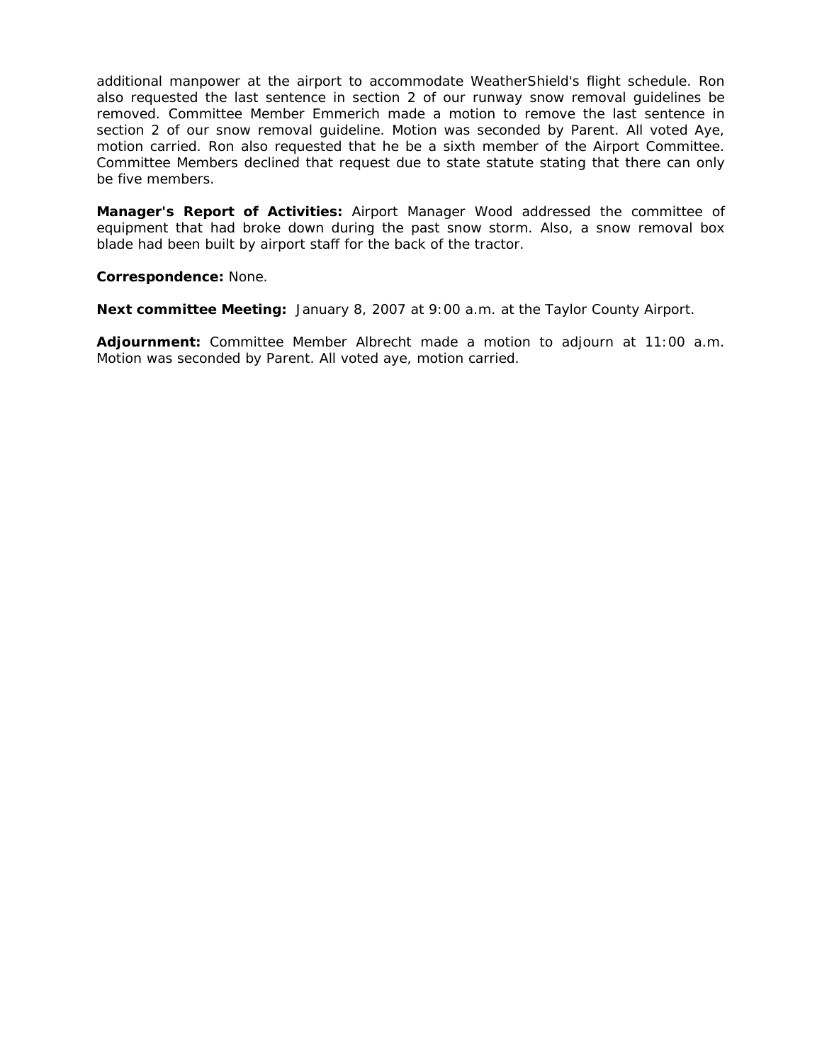additional manpower at the airport to accommodate WeatherShield's flight schedule. Ron also requested the last sentence in section 2 of our runway snow removal guidelines be removed. Committee Member Emmerich made a motion to remove the last sentence in section 2 of our snow removal guideline. Motion was seconded by Parent. All voted Aye, motion carried. Ron also requested that he be a sixth member of the Airport Committee. Committee Members declined that request due to state statute stating that there can only be five members.

**Manager's Report of Activities:** Airport Manager Wood addressed the committee of equipment that had broke down during the past snow storm. Also, a snow removal box blade had been built by airport staff for the back of the tractor.

**Correspondence:** None.

**Next committee Meeting:** January 8, 2007 at 9:00 a.m. at the Taylor County Airport.

**Adjournment:** Committee Member Albrecht made a motion to adjourn at 11:00 a.m. Motion was seconded by Parent. All voted aye, motion carried.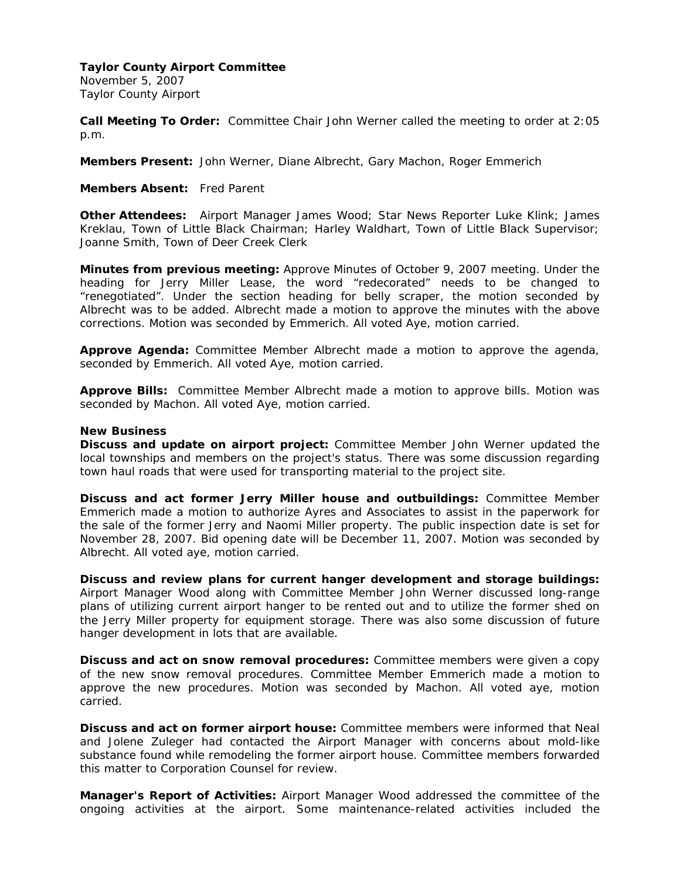**Taylor County Airport Committee**
November 5, 2007
Taylor County Airport

**Call Meeting To Order:** Committee Chair John Werner called the meeting to order at 2:05 p.m.

**Members Present:** John Werner, Diane Albrecht, Gary Machon, Roger Emmerich

**Members Absent:** Fred Parent

**Other Attendees:** Airport Manager James Wood; Star News Reporter Luke Klink; James Kreklau, Town of Little Black Chairman; Harley Waldhart, Town of Little Black Supervisor; Joanne Smith, Town of Deer Creek Clerk

**Minutes from previous meeting:** Approve Minutes of October 9, 2007 meeting. Under the heading for Jerry Miller Lease, the word "redecorated" needs to be changed to "renegotiated". Under the section heading for belly scraper, the motion seconded by Albrecht was to be added. Albrecht made a motion to approve the minutes with the above corrections. Motion was seconded by Emmerich. All voted Aye, motion carried.

**Approve Agenda:** Committee Member Albrecht made a motion to approve the agenda, seconded by Emmerich. All voted Aye, motion carried.

**Approve Bills:** Committee Member Albrecht made a motion to approve bills. Motion was seconded by Machon. All voted Aye, motion carried.

**New Business**

**Discuss and update on airport project:** Committee Member John Werner updated the local townships and members on the project's status. There was some discussion regarding town haul roads that were used for transporting material to the project site.

**Discuss and act former Jerry Miller house and outbuildings:** Committee Member Emmerich made a motion to authorize Ayres and Associates to assist in the paperwork for the sale of the former Jerry and Naomi Miller property. The public inspection date is set for November 28, 2007. Bid opening date will be December 11, 2007. Motion was seconded by Albrecht. All voted aye, motion carried.

**Discuss and review plans for current hanger development and storage buildings:** Airport Manager Wood along with Committee Member John Werner discussed long-range plans of utilizing current airport hanger to be rented out and to utilize the former shed on the Jerry Miller property for equipment storage. There was also some discussion of future hanger development in lots that are available.

**Discuss and act on snow removal procedures:** Committee members were given a copy of the new snow removal procedures. Committee Member Emmerich made a motion to approve the new procedures. Motion was seconded by Machon. All voted aye, motion carried.

**Discuss and act on former airport house:** Committee members were informed that Neal and Jolene Zuleger had contacted the Airport Manager with concerns about mold-like substance found while remodeling the former airport house. Committee members forwarded this matter to Corporation Counsel for review.

**Manager's Report of Activities:** Airport Manager Wood addressed the committee of the ongoing activities at the airport. Some maintenance-related activities included the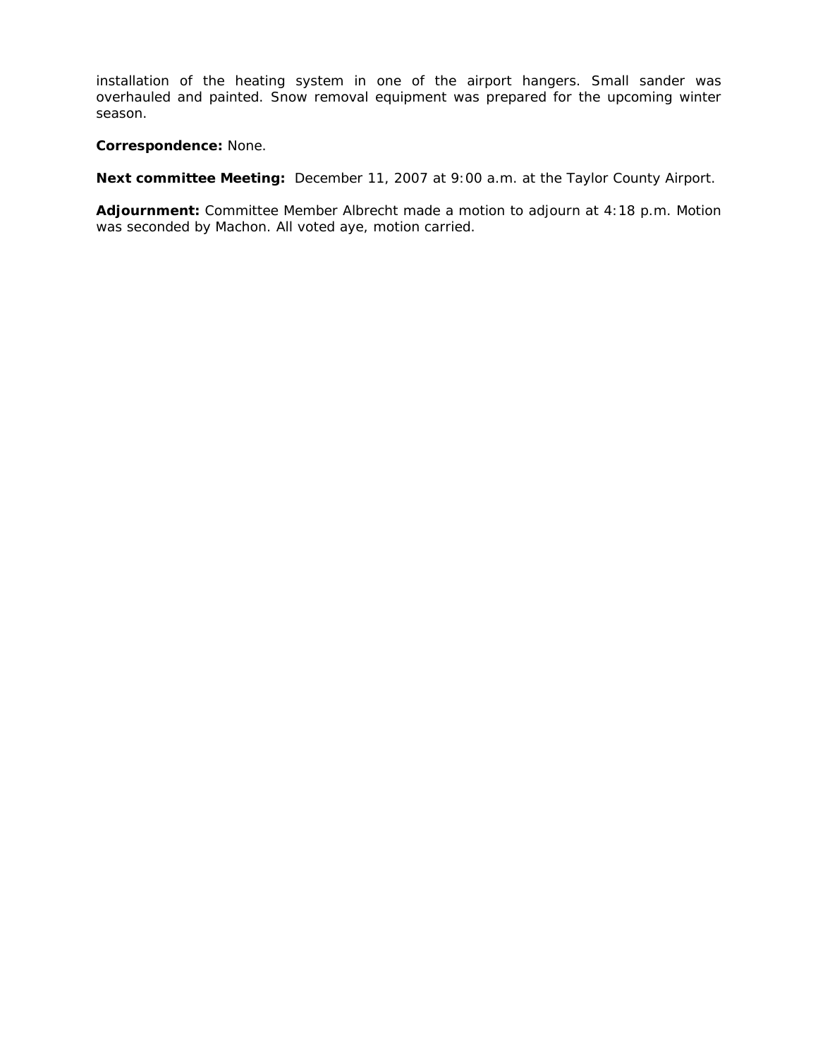installation of the heating system in one of the airport hangers. Small sander was overhauled and painted. Snow removal equipment was prepared for the upcoming winter season.

**Correspondence:** None.

**Next committee Meeting:** December 11, 2007 at 9:00 a.m. at the Taylor County Airport.

**Adjournment:** Committee Member Albrecht made a motion to adjourn at 4:18 p.m. Motion was seconded by Machon. All voted aye, motion carried.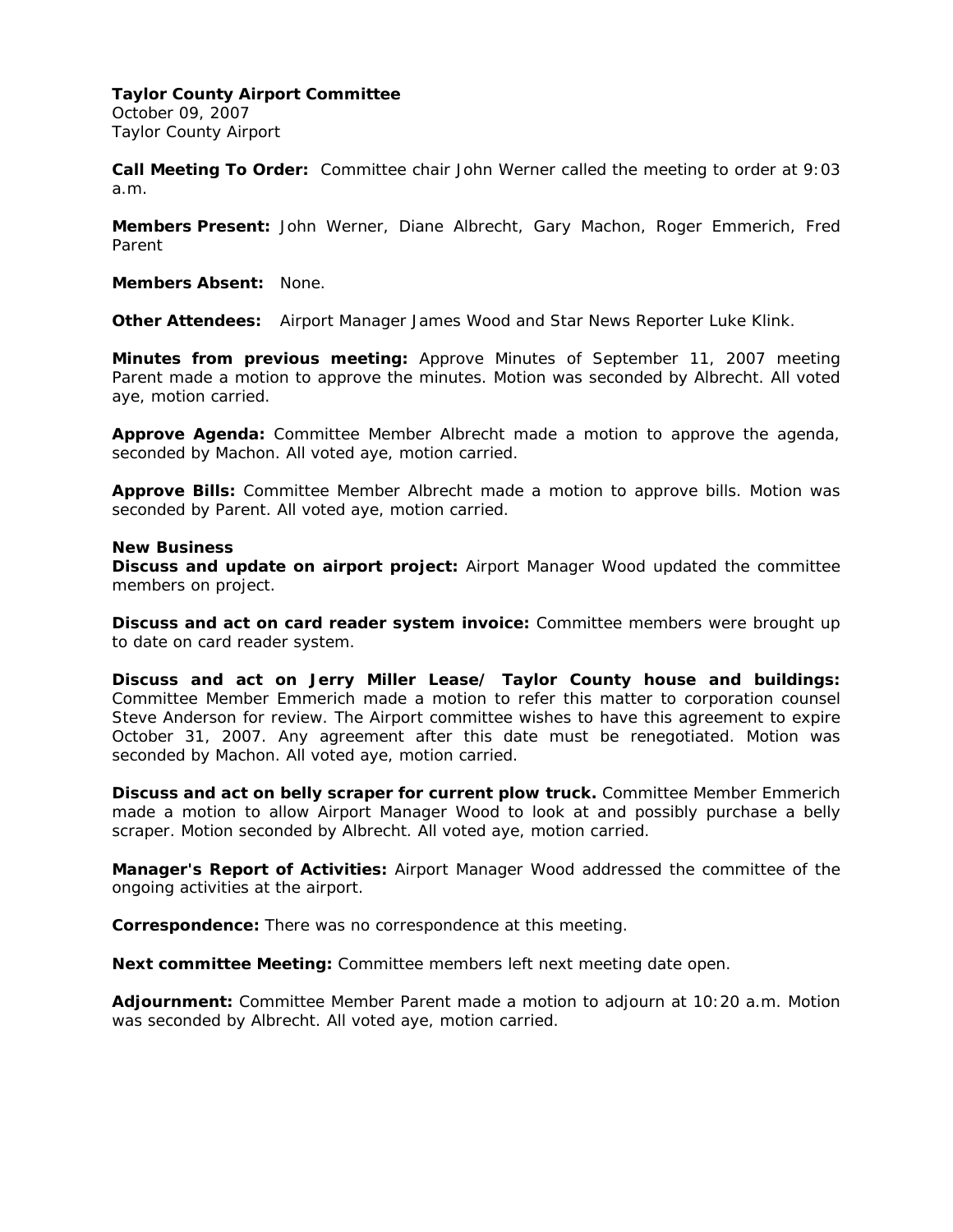**Taylor County Airport Committee**
October 09, 2007
Taylor County Airport

**Call Meeting To Order:** Committee chair John Werner called the meeting to order at 9:03 a.m.

**Members Present:** John Werner, Diane Albrecht, Gary Machon, Roger Emmerich, Fred Parent

**Members Absent:** None.

**Other Attendees:** Airport Manager James Wood and Star News Reporter Luke Klink.

**Minutes from previous meeting:** Approve Minutes of September 11, 2007 meeting Parent made a motion to approve the minutes. Motion was seconded by Albrecht. All voted aye, motion carried.

**Approve Agenda:** Committee Member Albrecht made a motion to approve the agenda, seconded by Machon. All voted aye, motion carried.

**Approve Bills:** Committee Member Albrecht made a motion to approve bills. Motion was seconded by Parent. All voted aye, motion carried.

**New Business**

**Discuss and update on airport project:** Airport Manager Wood updated the committee members on project.

**Discuss and act on card reader system invoice:** Committee members were brought up to date on card reader system.

**Discuss and act on Jerry Miller Lease/ Taylor County house and buildings:** Committee Member Emmerich made a motion to refer this matter to corporation counsel Steve Anderson for review. The Airport committee wishes to have this agreement to expire October 31, 2007. Any agreement after this date must be renegotiated. Motion was seconded by Machon. All voted aye, motion carried.

**Discuss and act on belly scraper for current plow truck.** Committee Member Emmerich made a motion to allow Airport Manager Wood to look at and possibly purchase a belly scraper. Motion seconded by Albrecht. All voted aye, motion carried.

**Manager's Report of Activities:** Airport Manager Wood addressed the committee of the ongoing activities at the airport.

**Correspondence:** There was no correspondence at this meeting.

**Next committee Meeting:** Committee members left next meeting date open.

**Adjournment:** Committee Member Parent made a motion to adjourn at 10:20 a.m. Motion was seconded by Albrecht. All voted aye, motion carried.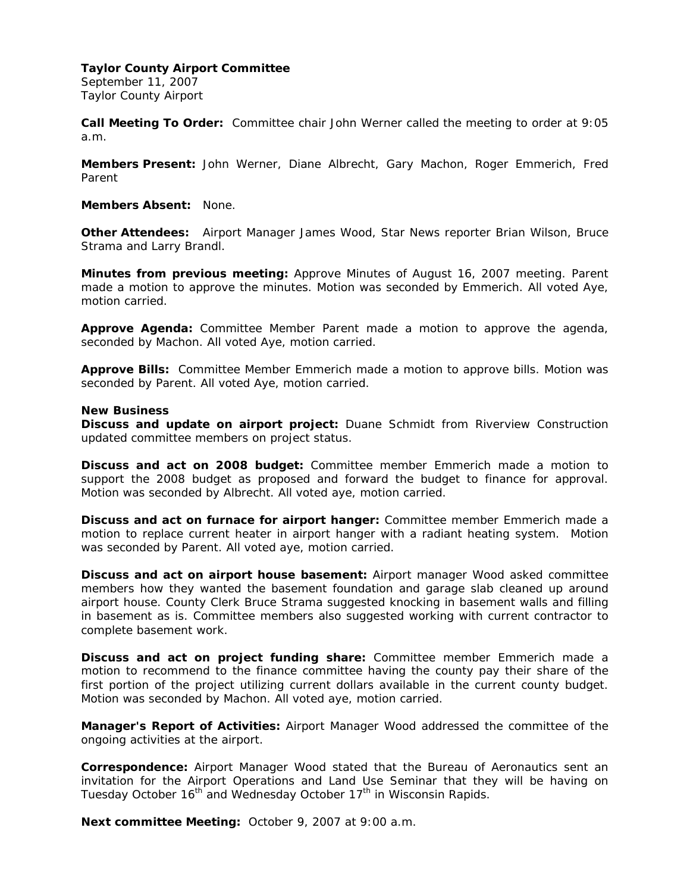**Taylor County Airport Committee**
September 11, 2007
Taylor County Airport

**Call Meeting To Order:** Committee chair John Werner called the meeting to order at 9:05 a.m.

**Members Present:** John Werner, Diane Albrecht, Gary Machon, Roger Emmerich, Fred Parent

**Members Absent:** None.

**Other Attendees:** Airport Manager James Wood, Star News reporter Brian Wilson, Bruce Strama and Larry Brandl.

**Minutes from previous meeting:** Approve Minutes of August 16, 2007 meeting. Parent made a motion to approve the minutes. Motion was seconded by Emmerich. All voted Aye, motion carried.

**Approve Agenda:** Committee Member Parent made a motion to approve the agenda, seconded by Machon. All voted Aye, motion carried.

**Approve Bills:** Committee Member Emmerich made a motion to approve bills. Motion was seconded by Parent. All voted Aye, motion carried.

**New Business**

**Discuss and update on airport project:** Duane Schmidt from Riverview Construction updated committee members on project status.

**Discuss and act on 2008 budget:** Committee member Emmerich made a motion to support the 2008 budget as proposed and forward the budget to finance for approval. Motion was seconded by Albrecht. All voted aye, motion carried.

**Discuss and act on furnace for airport hanger:** Committee member Emmerich made a motion to replace current heater in airport hanger with a radiant heating system. Motion was seconded by Parent. All voted aye, motion carried.

**Discuss and act on airport house basement:** Airport manager Wood asked committee members how they wanted the basement foundation and garage slab cleaned up around airport house. County Clerk Bruce Strama suggested knocking in basement walls and filling in basement as is. Committee members also suggested working with current contractor to complete basement work.

**Discuss and act on project funding share:** Committee member Emmerich made a motion to recommend to the finance committee having the county pay their share of the first portion of the project utilizing current dollars available in the current county budget. Motion was seconded by Machon. All voted aye, motion carried.

**Manager's Report of Activities:** Airport Manager Wood addressed the committee of the ongoing activities at the airport.

**Correspondence:** Airport Manager Wood stated that the Bureau of Aeronautics sent an invitation for the Airport Operations and Land Use Seminar that they will be having on Tuesday October 16th and Wednesday October 17th in Wisconsin Rapids.

**Next committee Meeting:** October 9, 2007 at 9:00 a.m.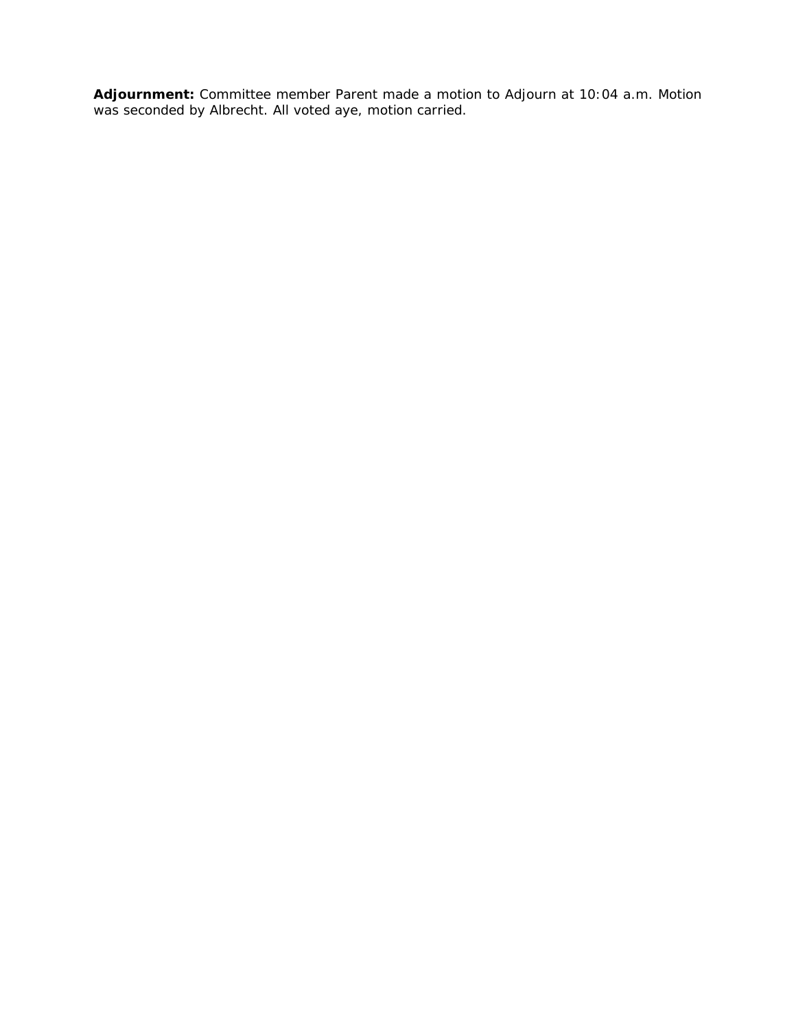**Adjournment:** Committee member Parent made a motion to Adjourn at 10:04 a.m. Motion was seconded by Albrecht. All voted aye, motion carried.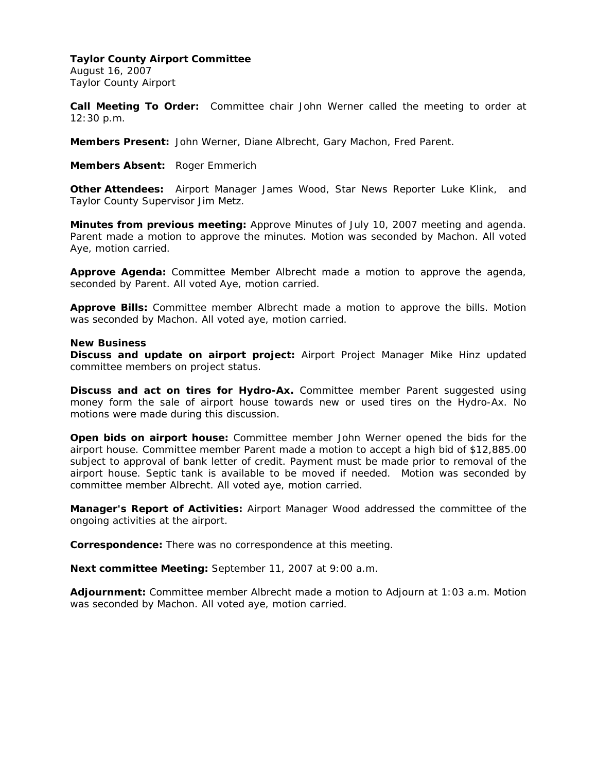**Taylor County Airport Committee**
August 16, 2007
Taylor County Airport

**Call Meeting To Order:** Committee chair John Werner called the meeting to order at 12:30 p.m.

**Members Present:** John Werner, Diane Albrecht, Gary Machon, Fred Parent.

**Members Absent:** Roger Emmerich

**Other Attendees:** Airport Manager James Wood, Star News Reporter Luke Klink, and Taylor County Supervisor Jim Metz.

**Minutes from previous meeting:** Approve Minutes of July 10, 2007 meeting and agenda. Parent made a motion to approve the minutes. Motion was seconded by Machon. All voted Aye, motion carried.

**Approve Agenda:** Committee Member Albrecht made a motion to approve the agenda, seconded by Parent. All voted Aye, motion carried.

**Approve Bills:** Committee member Albrecht made a motion to approve the bills. Motion was seconded by Machon. All voted aye, motion carried.

**New Business**

**Discuss and update on airport project:** Airport Project Manager Mike Hinz updated committee members on project status.

**Discuss and act on tires for Hydro-Ax.** Committee member Parent suggested using money form the sale of airport house towards new or used tires on the Hydro-Ax. No motions were made during this discussion.

**Open bids on airport house:** Committee member John Werner opened the bids for the airport house. Committee member Parent made a motion to accept a high bid of $12,885.00 subject to approval of bank letter of credit. Payment must be made prior to removal of the airport house. Septic tank is available to be moved if needed. Motion was seconded by committee member Albrecht. All voted aye, motion carried.

**Manager's Report of Activities:** Airport Manager Wood addressed the committee of the ongoing activities at the airport.

**Correspondence:** There was no correspondence at this meeting.

**Next committee Meeting:** September 11, 2007 at 9:00 a.m.

**Adjournment:** Committee member Albrecht made a motion to Adjourn at 1:03 a.m. Motion was seconded by Machon. All voted aye, motion carried.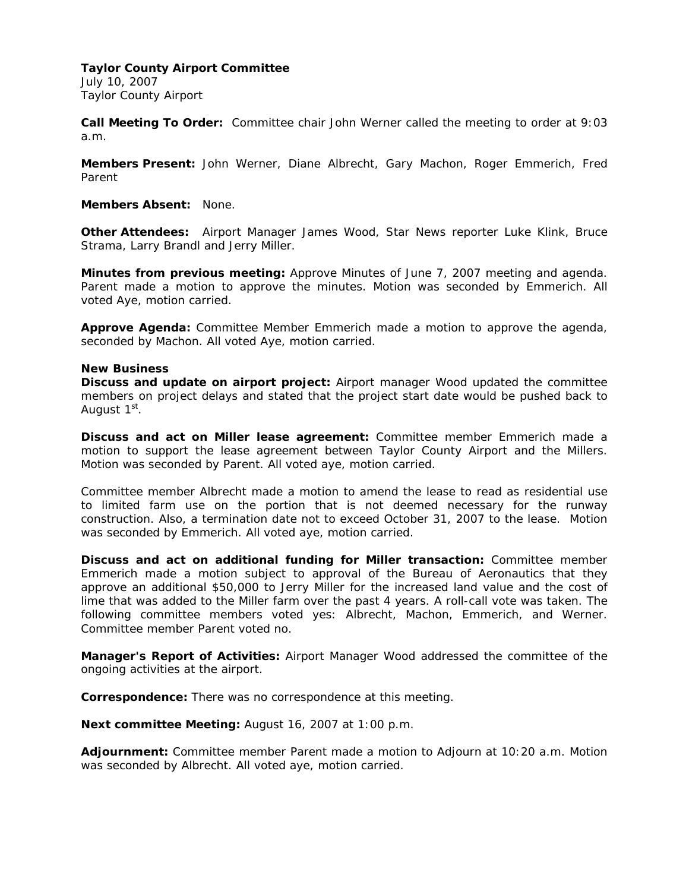**Taylor County Airport Committee**
July 10, 2007
Taylor County Airport

**Call Meeting To Order:** Committee chair John Werner called the meeting to order at 9:03 a.m.

**Members Present:** John Werner, Diane Albrecht, Gary Machon, Roger Emmerich, Fred Parent

**Members Absent:** None.

**Other Attendees:** Airport Manager James Wood, Star News reporter Luke Klink, Bruce Strama, Larry Brandl and Jerry Miller.

**Minutes from previous meeting:** Approve Minutes of June 7, 2007 meeting and agenda. Parent made a motion to approve the minutes. Motion was seconded by Emmerich. All voted Aye, motion carried.

**Approve Agenda:** Committee Member Emmerich made a motion to approve the agenda, seconded by Machon. All voted Aye, motion carried.

**New Business**

**Discuss and update on airport project:** Airport manager Wood updated the committee members on project delays and stated that the project start date would be pushed back to August 1st.

**Discuss and act on Miller lease agreement:** Committee member Emmerich made a motion to support the lease agreement between Taylor County Airport and the Millers. Motion was seconded by Parent. All voted aye, motion carried.

Committee member Albrecht made a motion to amend the lease to read as residential use to limited farm use on the portion that is not deemed necessary for the runway construction. Also, a termination date not to exceed October 31, 2007 to the lease. Motion was seconded by Emmerich. All voted aye, motion carried.

**Discuss and act on additional funding for Miller transaction:** Committee member Emmerich made a motion subject to approval of the Bureau of Aeronautics that they approve an additional $50,000 to Jerry Miller for the increased land value and the cost of lime that was added to the Miller farm over the past 4 years. A roll-call vote was taken. The following committee members voted yes: Albrecht, Machon, Emmerich, and Werner. Committee member Parent voted no.

**Manager's Report of Activities:** Airport Manager Wood addressed the committee of the ongoing activities at the airport.

**Correspondence:** There was no correspondence at this meeting.

**Next committee Meeting:** August 16, 2007 at 1:00 p.m.

**Adjournment:** Committee member Parent made a motion to Adjourn at 10:20 a.m. Motion was seconded by Albrecht. All voted aye, motion carried.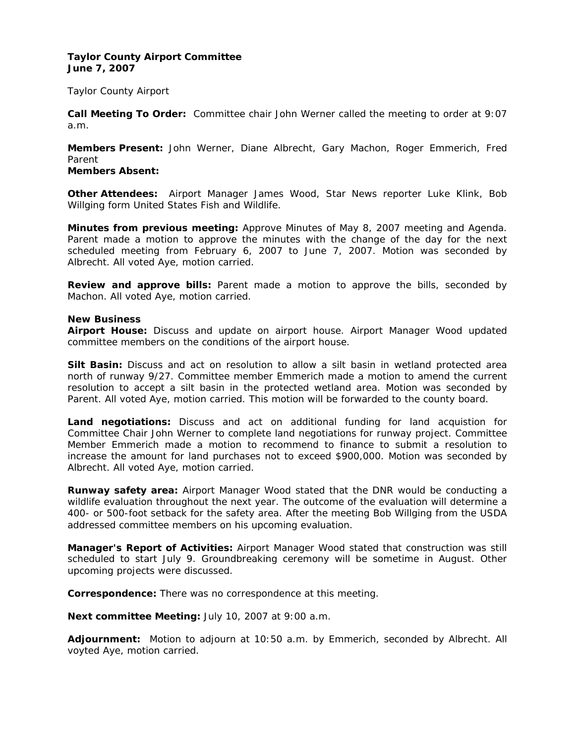**Taylor County Airport Committee**
**June 7, 2007**

Taylor County Airport

**Call Meeting To Order:** Committee chair John Werner called the meeting to order at 9:07 a.m.

**Members Present:** John Werner, Diane Albrecht, Gary Machon, Roger Emmerich, Fred Parent
**Members Absent:**

**Other Attendees:** Airport Manager James Wood, Star News reporter Luke Klink, Bob Willging form United States Fish and Wildlife.

**Minutes from previous meeting:** Approve Minutes of May 8, 2007 meeting and Agenda. Parent made a motion to approve the minutes with the change of the day for the next scheduled meeting from February 6, 2007 to June 7, 2007. Motion was seconded by Albrecht. All voted Aye, motion carried.

**Review and approve bills:** Parent made a motion to approve the bills, seconded by Machon. All voted Aye, motion carried.

**New Business**
**Airport House:** Discuss and update on airport house. Airport Manager Wood updated committee members on the conditions of the airport house.

**Silt Basin:** Discuss and act on resolution to allow a silt basin in wetland protected area north of runway 9/27. Committee member Emmerich made a motion to amend the current resolution to accept a silt basin in the protected wetland area. Motion was seconded by Parent. All voted Aye, motion carried. This motion will be forwarded to the county board.

**Land negotiations:** Discuss and act on additional funding for land acquistion for Committee Chair John Werner to complete land negotiations for runway project. Committee Member Emmerich made a motion to recommend to finance to submit a resolution to increase the amount for land purchases not to exceed $900,000. Motion was seconded by Albrecht. All voted Aye, motion carried.

**Runway safety area:** Airport Manager Wood stated that the DNR would be conducting a wildlife evaluation throughout the next year. The outcome of the evaluation will determine a 400- or 500-foot setback for the safety area. After the meeting Bob Willging from the USDA addressed committee members on his upcoming evaluation.

**Manager's Report of Activities:** Airport Manager Wood stated that construction was still scheduled to start July 9. Groundbreaking ceremony will be sometime in August. Other upcoming projects were discussed.

**Correspondence:** There was no correspondence at this meeting.

**Next committee Meeting:** July 10, 2007 at 9:00 a.m.

**Adjournment:** Motion to adjourn at 10:50 a.m. by Emmerich, seconded by Albrecht. All voyted Aye, motion carried.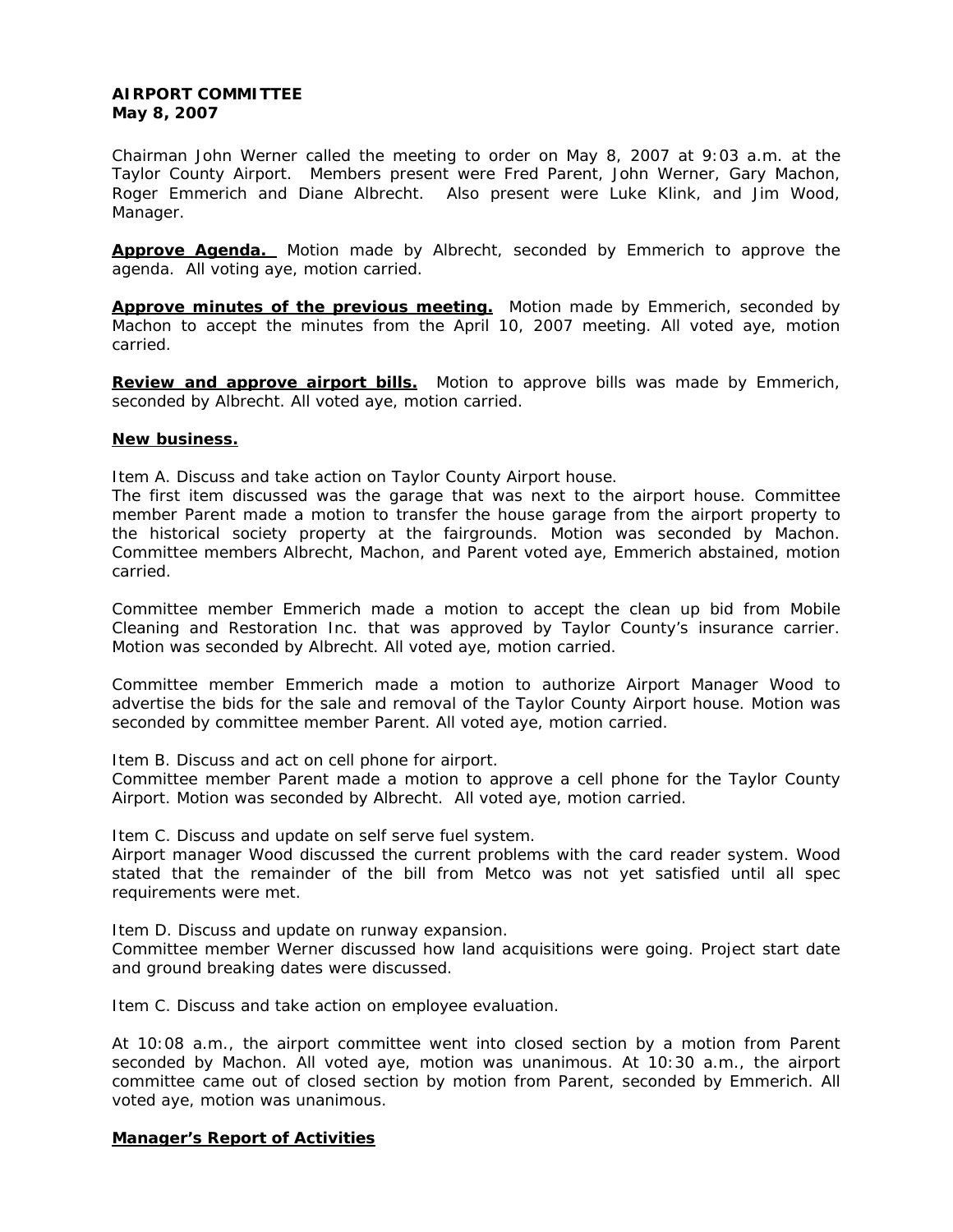**AIRPORT COMMITTEE**
**May 8, 2007**

Chairman John Werner called the meeting to order on May 8, 2007 at 9:03 a.m. at the Taylor County Airport. Members present were Fred Parent, John Werner, Gary Machon, Roger Emmerich and Diane Albrecht. Also present were Luke Klink, and Jim Wood, Manager.

**Approve Agenda.** Motion made by Albrecht, seconded by Emmerich to approve the agenda. All voting aye, motion carried.

**Approve minutes of the previous meeting.** Motion made by Emmerich, seconded by Machon to accept the minutes from the April 10, 2007 meeting. All voted aye, motion carried.

**Review and approve airport bills.** Motion to approve bills was made by Emmerich, seconded by Albrecht. All voted aye, motion carried.

**New business.**

Item A. Discuss and take action on Taylor County Airport house.
The first item discussed was the garage that was next to the airport house. Committee member Parent made a motion to transfer the house garage from the airport property to the historical society property at the fairgrounds. Motion was seconded by Machon. Committee members Albrecht, Machon, and Parent voted aye, Emmerich abstained, motion carried.

Committee member Emmerich made a motion to accept the clean up bid from Mobile Cleaning and Restoration Inc. that was approved by Taylor County's insurance carrier. Motion was seconded by Albrecht. All voted aye, motion carried.

Committee member Emmerich made a motion to authorize Airport Manager Wood to advertise the bids for the sale and removal of the Taylor County Airport house. Motion was seconded by committee member Parent. All voted aye, motion carried.

Item B. Discuss and act on cell phone for airport.
Committee member Parent made a motion to approve a cell phone for the Taylor County Airport. Motion was seconded by Albrecht. All voted aye, motion carried.

Item C. Discuss and update on self serve fuel system.
Airport manager Wood discussed the current problems with the card reader system. Wood stated that the remainder of the bill from Metco was not yet satisfied until all spec requirements were met.

Item D. Discuss and update on runway expansion.
Committee member Werner discussed how land acquisitions were going. Project start date and ground breaking dates were discussed.

Item C. Discuss and take action on employee evaluation.

At 10:08 a.m., the airport committee went into closed section by a motion from Parent seconded by Machon. All voted aye, motion was unanimous. At 10:30 a.m., the airport committee came out of closed section by motion from Parent, seconded by Emmerich. All voted aye, motion was unanimous.

**Manager's Report of Activities**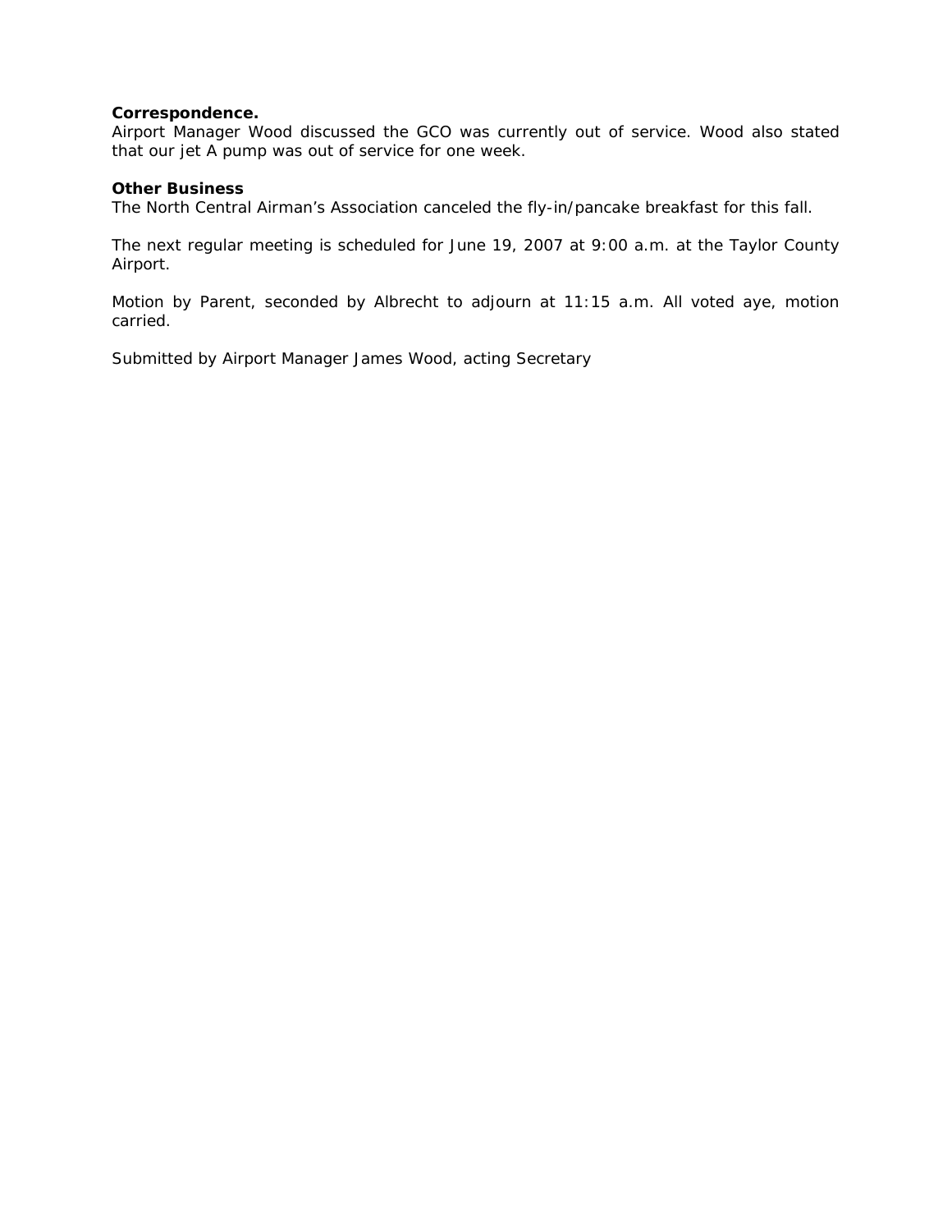**Correspondence.**
Airport Manager Wood discussed the GCO was currently out of service. Wood also stated that our jet A pump was out of service for one week.

**Other Business**
The North Central Airman's Association canceled the fly-in/pancake breakfast for this fall.

The next regular meeting is scheduled for June 19, 2007 at 9:00 a.m. at the Taylor County Airport.

Motion by Parent, seconded by Albrecht to adjourn at 11:15 a.m. All voted aye, motion carried.

Submitted by Airport Manager James Wood, acting Secretary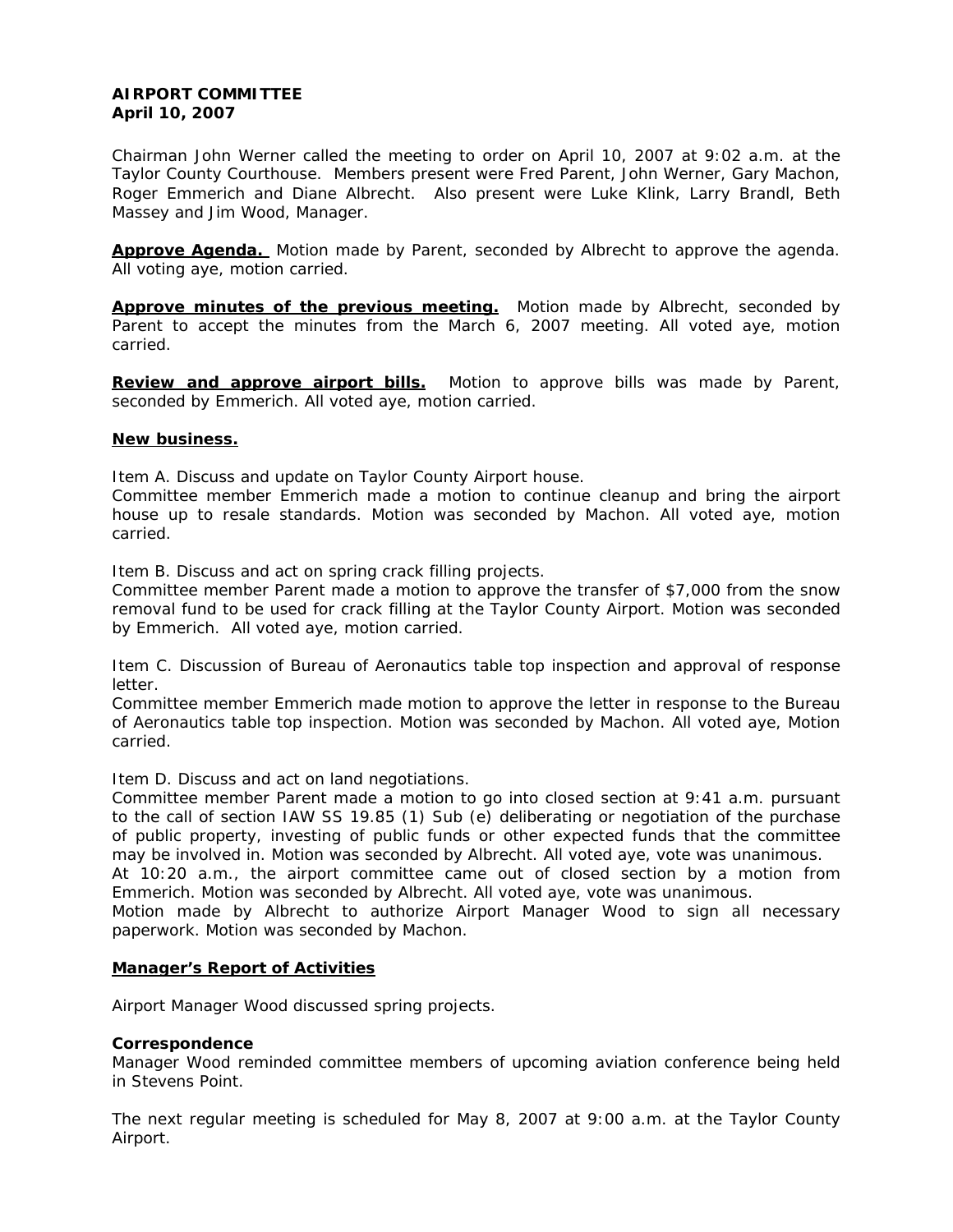**AIRPORT COMMITTEE**
**April 10, 2007**

Chairman John Werner called the meeting to order on April 10, 2007 at 9:02 a.m. at the Taylor County Courthouse. Members present were Fred Parent, John Werner, Gary Machon, Roger Emmerich and Diane Albrecht. Also present were Luke Klink, Larry Brandl, Beth Massey and Jim Wood, Manager.

**<u>Approve Agenda.</u>** Motion made by Parent, seconded by Albrecht to approve the agenda. All voting aye, motion carried.

**<u>Approve minutes of the previous meeting.</u>** Motion made by Albrecht, seconded by Parent to accept the minutes from the March 6, 2007 meeting. All voted aye, motion carried.

**<u>Review and approve airport bills.</u>** Motion to approve bills was made by Parent, seconded by Emmerich. All voted aye, motion carried.

**<u>New business.</u>**

Item A. Discuss and update on Taylor County Airport house.
Committee member Emmerich made a motion to continue cleanup and bring the airport house up to resale standards. Motion was seconded by Machon. All voted aye, motion carried.

Item B. Discuss and act on spring crack filling projects.
Committee member Parent made a motion to approve the transfer of $7,000 from the snow removal fund to be used for crack filling at the Taylor County Airport. Motion was seconded by Emmerich. All voted aye, motion carried.

Item C. Discussion of Bureau of Aeronautics table top inspection and approval of response letter.
Committee member Emmerich made motion to approve the letter in response to the Bureau of Aeronautics table top inspection. Motion was seconded by Machon. All voted aye, Motion carried.

Item D. Discuss and act on land negotiations.
Committee member Parent made a motion to go into closed section at 9:41 a.m. pursuant to the call of section IAW SS 19.85 (1) Sub (e) deliberating or negotiation of the purchase of public property, investing of public funds or other expected funds that the committee may be involved in. Motion was seconded by Albrecht. All voted aye, vote was unanimous.
At 10:20 a.m., the airport committee came out of closed section by a motion from Emmerich. Motion was seconded by Albrecht. All voted aye, vote was unanimous.
Motion made by Albrecht to authorize Airport Manager Wood to sign all necessary paperwork. Motion was seconded by Machon.

**<u>Manager's Report of Activities</u>**

Airport Manager Wood discussed spring projects.

**Correspondence**
Manager Wood reminded committee members of upcoming aviation conference being held in Stevens Point.

The next regular meeting is scheduled for May 8, 2007 at 9:00 a.m. at the Taylor County Airport.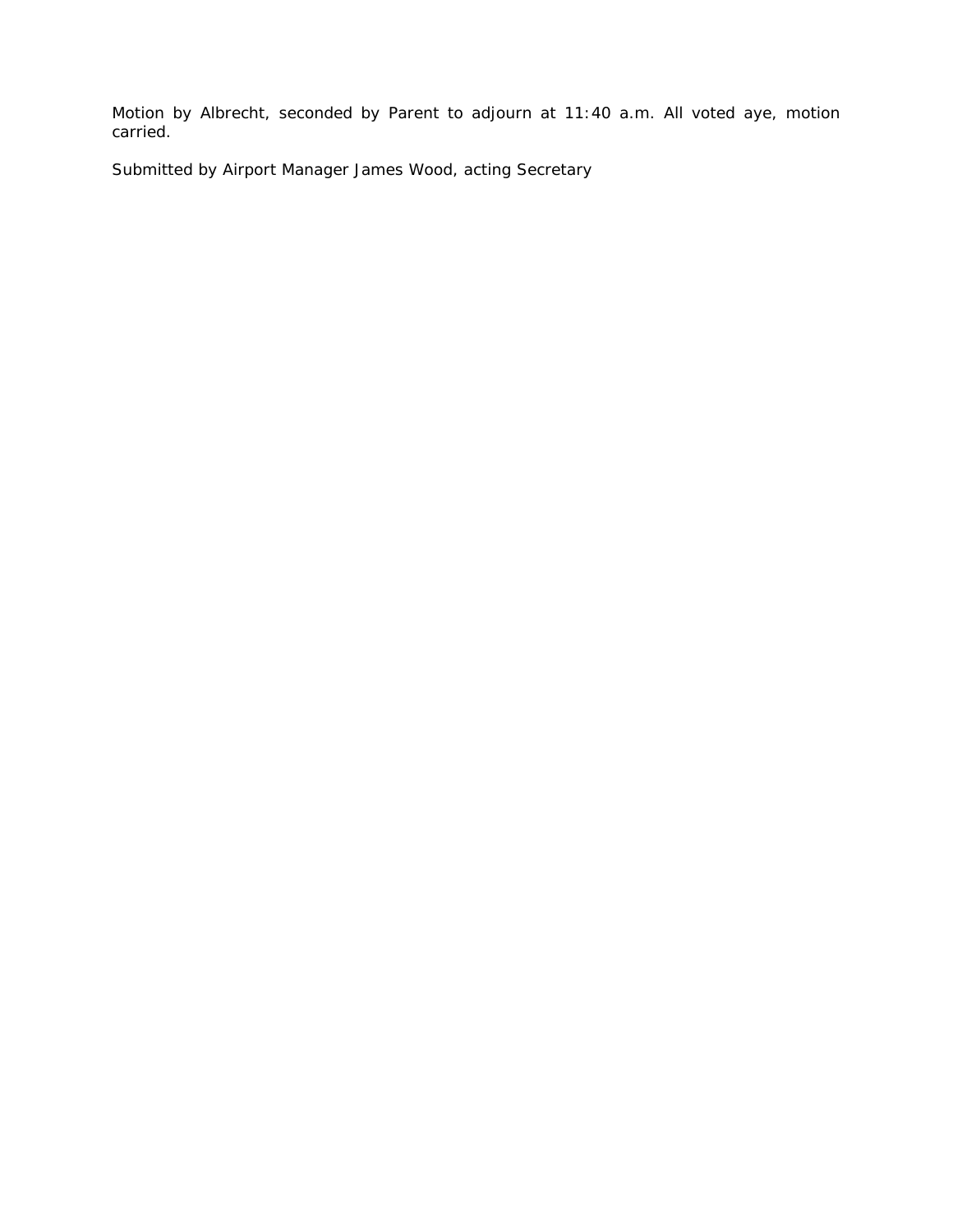Motion by Albrecht, seconded by Parent to adjourn at 11:40 a.m. All voted aye, motion carried.

Submitted by Airport Manager James Wood, acting Secretary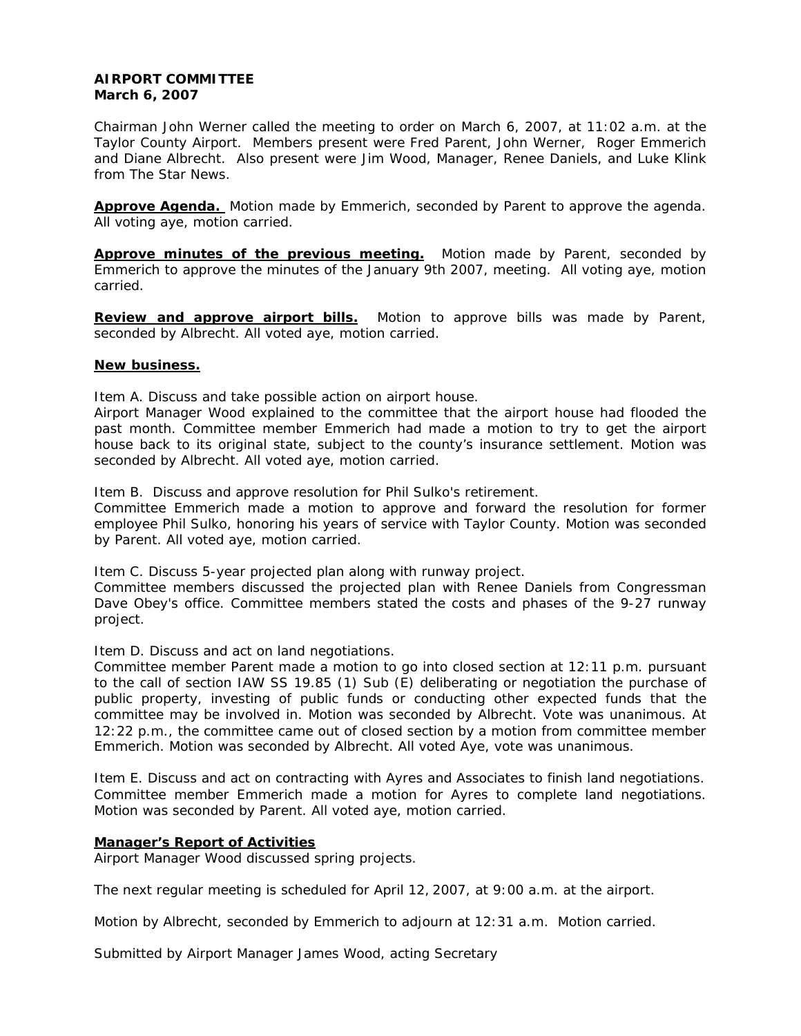**AIRPORT COMMITTEE**
**March 6, 2007**

Chairman John Werner called the meeting to order on March 6, 2007, at 11:02 a.m. at the Taylor County Airport. Members present were Fred Parent, John Werner, Roger Emmerich and Diane Albrecht. Also present were Jim Wood, Manager, Renee Daniels, and Luke Klink from The Star News.

**Approve Agenda.** Motion made by Emmerich, seconded by Parent to approve the agenda. All voting aye, motion carried.

**Approve minutes of the previous meeting.** Motion made by Parent, seconded by Emmerich to approve the minutes of the January 9th 2007, meeting. All voting aye, motion carried.

**Review and approve airport bills.** Motion to approve bills was made by Parent, seconded by Albrecht. All voted aye, motion carried.

**New business.**

Item A. Discuss and take possible action on airport house.
Airport Manager Wood explained to the committee that the airport house had flooded the past month. Committee member Emmerich had made a motion to try to get the airport house back to its original state, subject to the county's insurance settlement. Motion was seconded by Albrecht. All voted aye, motion carried.

Item B. Discuss and approve resolution for Phil Sulko's retirement.
Committee Emmerich made a motion to approve and forward the resolution for former employee Phil Sulko, honoring his years of service with Taylor County. Motion was seconded by Parent. All voted aye, motion carried.

Item C. Discuss 5-year projected plan along with runway project.
Committee members discussed the projected plan with Renee Daniels from Congressman Dave Obey's office. Committee members stated the costs and phases of the 9-27 runway project.

Item D. Discuss and act on land negotiations.
Committee member Parent made a motion to go into closed section at 12:11 p.m. pursuant to the call of section IAW SS 19.85 (1) Sub (E) deliberating or negotiation the purchase of public property, investing of public funds or conducting other expected funds that the committee may be involved in. Motion was seconded by Albrecht. Vote was unanimous. At 12:22 p.m., the committee came out of closed section by a motion from committee member Emmerich. Motion was seconded by Albrecht. All voted Aye, vote was unanimous.

Item E. Discuss and act on contracting with Ayres and Associates to finish land negotiations. Committee member Emmerich made a motion for Ayres to complete land negotiations. Motion was seconded by Parent. All voted aye, motion carried.

**Manager's Report of Activities**
Airport Manager Wood discussed spring projects.

The next regular meeting is scheduled for April 12, 2007, at 9:00 a.m. at the airport.

Motion by Albrecht, seconded by Emmerich to adjourn at 12:31 a.m. Motion carried.

Submitted by Airport Manager James Wood, acting Secretary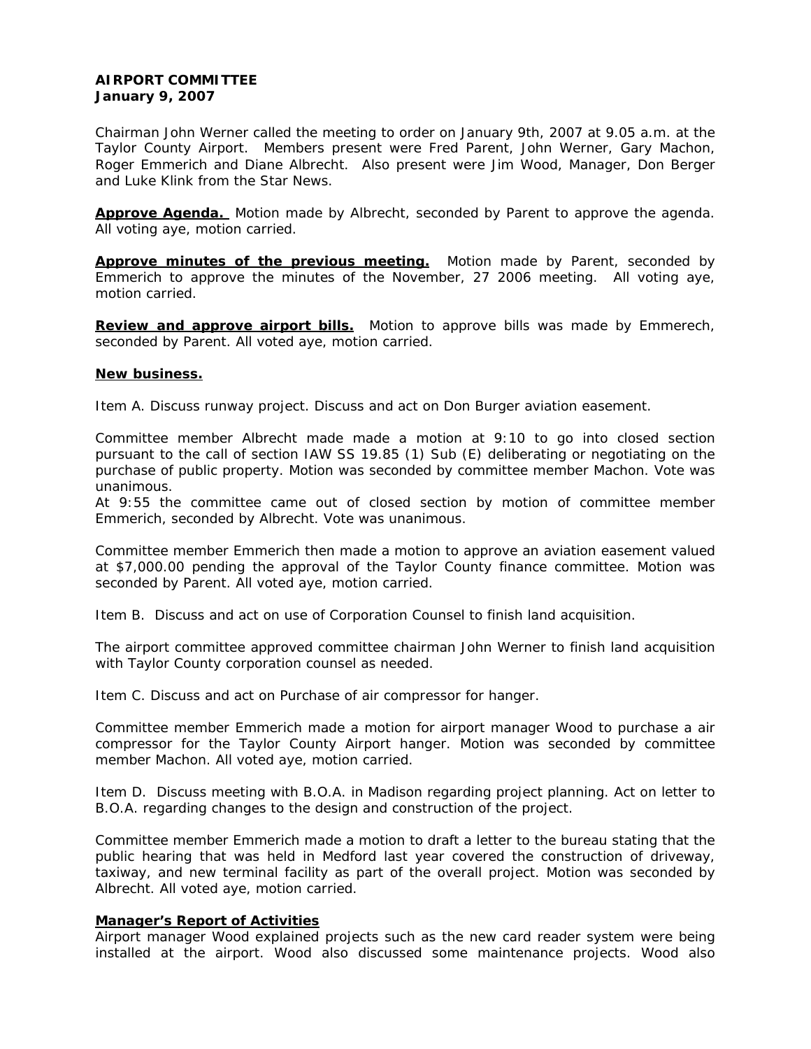**AIRPORT COMMITTEE**
**January 9, 2007**

Chairman John Werner called the meeting to order on January 9th, 2007 at 9.05 a.m. at the Taylor County Airport. Members present were Fred Parent, John Werner, Gary Machon, Roger Emmerich and Diane Albrecht. Also present were Jim Wood, Manager, Don Berger and Luke Klink from the Star News.

**Approve Agenda.** Motion made by Albrecht, seconded by Parent to approve the agenda. All voting aye, motion carried.

**Approve minutes of the previous meeting.** Motion made by Parent, seconded by Emmerich to approve the minutes of the November, 27 2006 meeting. All voting aye, motion carried.

**Review and approve airport bills.** Motion to approve bills was made by Emmerech, seconded by Parent. All voted aye, motion carried.

**New business.**

Item A. Discuss runway project. Discuss and act on Don Burger aviation easement.

Committee member Albrecht made made a motion at 9:10 to go into closed section pursuant to the call of section IAW SS 19.85 (1) Sub (E) deliberating or negotiating on the purchase of public property. Motion was seconded by committee member Machon. Vote was unanimous.
At 9:55 the committee came out of closed section by motion of committee member Emmerich, seconded by Albrecht. Vote was unanimous.

Committee member Emmerich then made a motion to approve an aviation easement valued at $7,000.00 pending the approval of the Taylor County finance committee. Motion was seconded by Parent. All voted aye, motion carried.

Item B. Discuss and act on use of Corporation Counsel to finish land acquisition.

The airport committee approved committee chairman John Werner to finish land acquisition with Taylor County corporation counsel as needed.

Item C. Discuss and act on Purchase of air compressor for hanger.

Committee member Emmerich made a motion for airport manager Wood to purchase a air compressor for the Taylor County Airport hanger. Motion was seconded by committee member Machon. All voted aye, motion carried.

Item D. Discuss meeting with B.O.A. in Madison regarding project planning. Act on letter to B.O.A. regarding changes to the design and construction of the project.

Committee member Emmerich made a motion to draft a letter to the bureau stating that the public hearing that was held in Medford last year covered the construction of driveway, taxiway, and new terminal facility as part of the overall project. Motion was seconded by Albrecht. All voted aye, motion carried.

**Manager's Report of Activities**
Airport manager Wood explained projects such as the new card reader system were being installed at the airport. Wood also discussed some maintenance projects. Wood also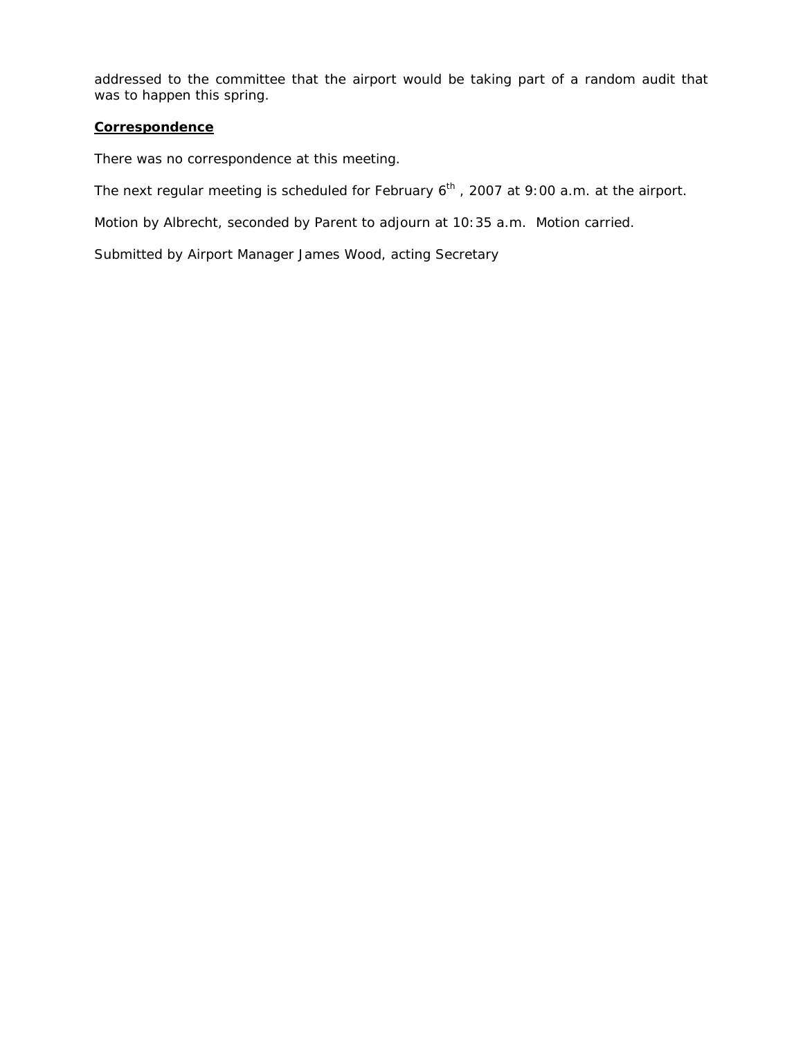addressed to the committee that the airport would be taking part of a random audit that was to happen this spring.

**Correspondence**

There was no correspondence at this meeting.

The next regular meeting is scheduled for February 6th , 2007 at 9:00 a.m. at the airport.

Motion by Albrecht, seconded by Parent to adjourn at 10:35 a.m. Motion carried.

Submitted by Airport Manager James Wood, acting Secretary